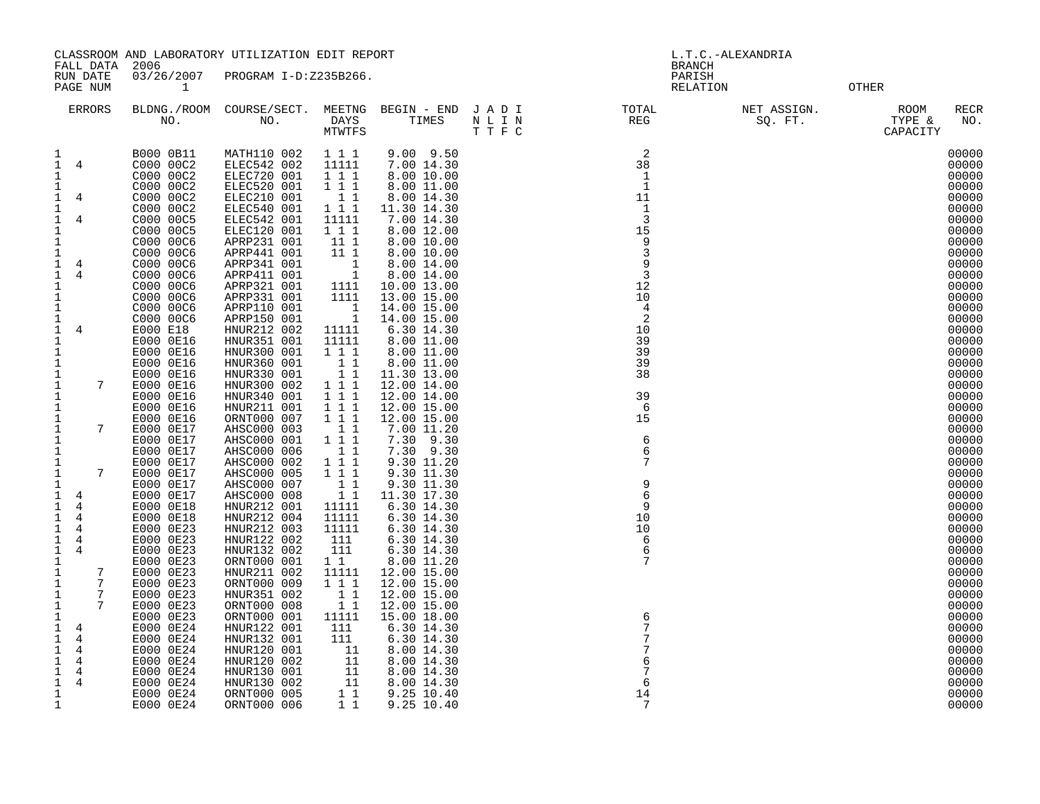CLASSROOM AND LABORATORY UTILIZATION EDIT REPORT
FALL DATA 2006
RUN DATE 03/26/2007 PROGRAM I-D:Z235B266.
PAGE NUM 1

L.T.C.-ALEXANDRIA
BRANCH
PARISH
RELATION OTHER

| ERRORS | BLDNG./ROOM NO. | COURSE/SECT. NO. | MEETNG DAYS MTWTFS | BEGIN - END TIMES | J A D I N L I N T T F C | TOTAL REG | NET ASSIGN. SQ. FT. | ROOM TYPE & CAPACITY | RECR NO. |
|---|---|---|---|---|---|---|---|---|---|
| 1 | B000 0B11 | MATH110 002 | 1 1 1 | 9.00 9.50 | | 2 | | | 00000 |
| 1 4 | C000 00C2 | ELEC542 002 | 11111 | 7.00 14.30 | | 38 | | | 00000 |
| 1 | C000 00C2 | ELEC720 001 | 1 1 1 | 8.00 10.00 | | 1 | | | 00000 |
| 1 | C000 00C2 | ELEC520 001 | 1 1 1 | 8.00 11.00 | | 1 | | | 00000 |
| 1 4 | C000 00C2 | ELEC210 001 | 1 1 | 8.00 14.30 | | 11 | | | 00000 |
| 1 | C000 00C2 | ELEC540 001 | 1 1 1 | 11.30 14.30 | | 1 | | | 00000 |
| 1 4 | C000 00C5 | ELEC542 001 | 11111 | 7.00 14.30 | | 3 | | | 00000 |
| 1 | C000 00C5 | ELEC120 001 | 1 1 1 | 8.00 12.00 | | 15 | | | 00000 |
| 1 | C000 00C6 | APRP231 001 | 11 1 | 8.00 10.00 | | 9 | | | 00000 |
| 1 | C000 00C6 | APRP441 001 | 11 1 | 8.00 10.00 | | 3 | | | 00000 |
| 1 4 | C000 00C6 | APRP341 001 | 1 | 8.00 14.00 | | 9 | | | 00000 |
| 1 4 | C000 00C6 | APRP411 001 | 1 | 8.00 14.00 | | 3 | | | 00000 |
| 1 | C000 00C6 | APRP321 001 | 1111 | 10.00 13.00 | | 12 | | | 00000 |
| 1 | C000 00C6 | APRP331 001 | 1111 | 13.00 15.00 | | 10 | | | 00000 |
| 1 | C000 00C6 | APRP110 001 | 1 | 14.00 15.00 | | 4 | | | 00000 |
| 1 | C000 00C6 | APRP150 001 | 1 | 14.00 15.00 | | 2 | | | 00000 |
| 1 4 | E000 E18 | HNUR212 002 | 11111 | 6.30 14.30 | | 10 | | | 00000 |
| 1 | E000 0E16 | HNUR351 001 | 11111 | 8.00 11.00 | | 39 | | | 00000 |
| 1 | E000 0E16 | HNUR300 001 | 1 1 1 | 8.00 11.00 | | 39 | | | 00000 |
| 1 | E000 0E16 | HNUR360 001 | 1 1 | 8.00 11.00 | | 39 | | | 00000 |
| 1 | E000 0E16 | HNUR330 001 | 1 1 | 11.30 13.00 | | 38 | | | 00000 |
| 1 7 | E000 0E16 | HNUR300 002 | 1 1 1 | 12.00 14.00 | | | | | 00000 |
| 1 | E000 0E16 | HNUR340 001 | 1 1 1 | 12.00 14.00 | | 39 | | | 00000 |
| 1 | E000 0E16 | HNUR211 001 | 1 1 1 | 12.00 15.00 | | 6 | | | 00000 |
| 1 | E000 0E16 | ORNT000 007 | 1 1 1 | 12.00 15.00 | | 15 | | | 00000 |
| 1 7 | E000 0E17 | AHSC000 003 | 1 1 | 7.00 11.20 | | | | | 00000 |
| 1 | E000 0E17 | AHSC000 001 | 1 1 1 | 7.30 9.30 | | 6 | | | 00000 |
| 1 | E000 0E17 | AHSC000 006 | 1 1 | 7.30 9.30 | | 6 | | | 00000 |
| 1 | E000 0E17 | AHSC000 002 | 1 1 1 | 9.30 11.20 | | 7 | | | 00000 |
| 1 7 | E000 0E17 | AHSC000 005 | 1 1 1 | 9.30 11.30 | | | | | 00000 |
| 1 | E000 0E17 | AHSC000 007 | 1 1 | 9.30 11.30 | | 9 | | | 00000 |
| 1 4 | E000 0E17 | AHSC000 008 | 1 1 | 11.30 17.30 | | 6 | | | 00000 |
| 1 4 | E000 0E18 | HNUR212 001 | 11111 | 6.30 14.30 | | 9 | | | 00000 |
| 1 4 | E000 0E18 | HNUR212 004 | 11111 | 6.30 14.30 | | 10 | | | 00000 |
| 1 4 | E000 0E23 | HNUR212 003 | 11111 | 6.30 14.30 | | 10 | | | 00000 |
| 1 4 | E000 0E23 | HNUR122 002 | 111 | 6.30 14.30 | | 6 | | | 00000 |
| 1 4 | E000 0E23 | HNUR132 002 | 111 | 6.30 14.30 | | 6 | | | 00000 |
| 1 | E000 0E23 | ORNT000 001 | 1 1 | 8.00 11.20 | | 7 | | | 00000 |
| 1 7 | E000 0E23 | HNUR211 002 | 11111 | 12.00 15.00 | | | | | 00000 |
| 1 7 | E000 0E23 | ORNT000 009 | 1 1 1 | 12.00 15.00 | | | | | 00000 |
| 1 7 | E000 0E23 | HNUR351 002 | 1 1 | 12.00 15.00 | | | | | 00000 |
| 1 7 | E000 0E23 | ORNT000 008 | 1 1 | 12.00 15.00 | | | | | 00000 |
| 1 | E000 0E23 | ORNT000 001 | 11111 | 15.00 18.00 | | 6 | | | 00000 |
| 1 4 | E000 0E24 | HNUR122 001 | 111 | 6.30 14.30 | | 7 | | | 00000 |
| 1 4 | E000 0E24 | HNUR132 001 | 111 | 6.30 14.30 | | 7 | | | 00000 |
| 1 4 | E000 0E24 | HNUR120 001 | 11 | 8.00 14.30 | | 7 | | | 00000 |
| 1 4 | E000 0E24 | HNUR120 002 | 11 | 8.00 14.30 | | 6 | | | 00000 |
| 1 4 | E000 0E24 | HNUR130 001 | 11 | 8.00 14.30 | | 7 | | | 00000 |
| 1 4 | E000 0E24 | HNUR130 002 | 11 | 8.00 14.30 | | 6 | | | 00000 |
| 1 | E000 0E24 | ORNT000 005 | 1 1 | 9.25 10.40 | | 14 | | | 00000 |
| 1 | E000 0E24 | ORNT000 006 | 1 1 | 9.25 10.40 | | 7 | | | 00000 |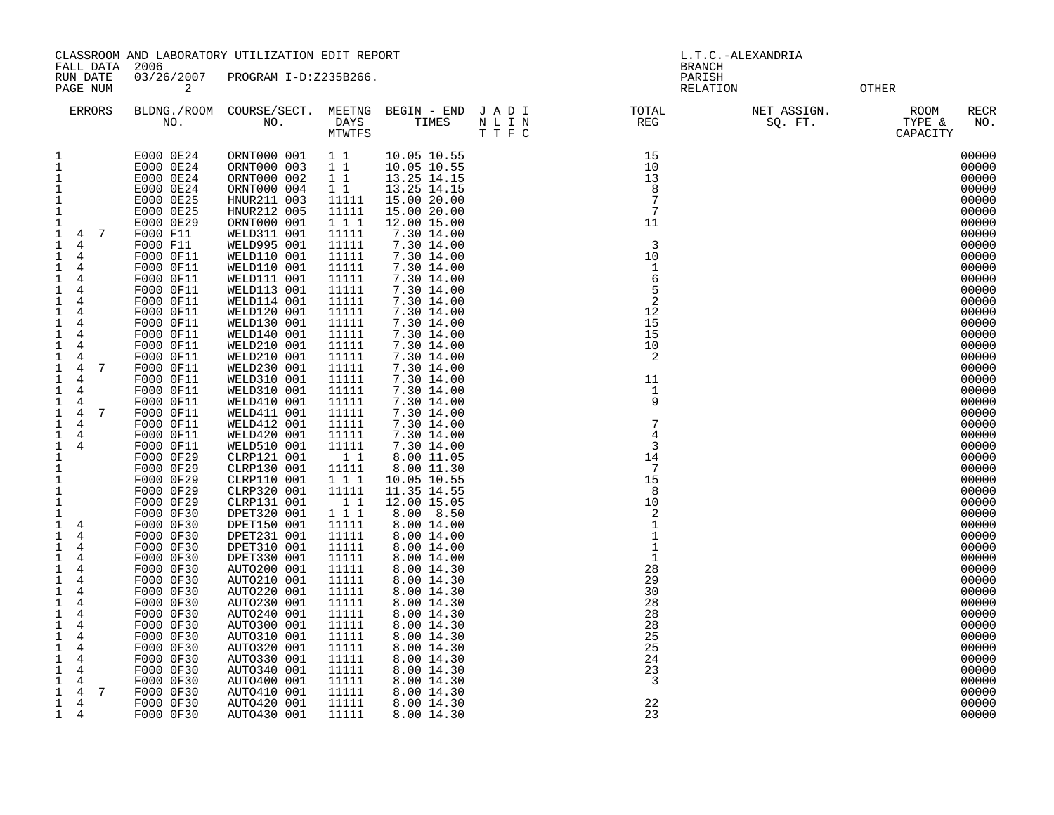CLASSROOM AND LABORATORY UTILIZATION EDIT REPORT
FALL DATA 2006
RUN DATE 03/26/2007 PROGRAM I-D:Z235B266.
PAGE NUM 2

L.T.C.-ALEXANDRIA
BRANCH
PARISH
RELATION OTHER

| ERRORS | BLDNG./ROOM NO. | COURSE/SECT. NO. | MEETNG DAYS MTWTFS | BEGIN - END TIMES | J A D I N L I N T T F C | TOTAL REG | NET ASSIGN. SQ. FT. | ROOM TYPE & CAPACITY | RECR NO. |
|---|---|---|---|---|---|---|---|---|---|
| 1 | E000 0E24 | ORNT000 001 | 1 1 | 10.05 10.55 | | 15 | | | 00000 |
| 1 | E000 0E24 | ORNT000 003 | 1 1 | 10.05 10.55 | | 10 | | | 00000 |
| 1 | E000 0E24 | ORNT000 002 | 1 1 | 13.25 14.15 | | 13 | | | 00000 |
| 1 | E000 0E24 | ORNT000 004 | 1 1 | 13.25 14.15 | | 8 | | | 00000 |
| 1 | E000 0E25 | HNUR211 003 | 11111 | 15.00 20.00 | | 7 | | | 00000 |
| 1 | E000 0E25 | HNUR212 005 | 11111 | 15.00 20.00 | | 7 | | | 00000 |
| 1 | E000 0E29 | ORNT000 001 | 1 1 1 | 12.00 15.00 | | 11 | | | 00000 |
| 1 4 7 | F000 F11 | WELD311 001 | 11111 | 7.30 14.00 | | | | | 00000 |
| 1 4 | F000 F11 | WELD995 001 | 11111 | 7.30 14.00 | | 3 | | | 00000 |
| 1 4 | F000 0F11 | WELD110 001 | 11111 | 7.30 14.00 | | 10 | | | 00000 |
| 1 4 | F000 0F11 | WELD110 001 | 11111 | 7.30 14.00 | | 1 | | | 00000 |
| 1 4 | F000 0F11 | WELD111 001 | 11111 | 7.30 14.00 | | 6 | | | 00000 |
| 1 4 | F000 0F11 | WELD113 001 | 11111 | 7.30 14.00 | | 5 | | | 00000 |
| 1 4 | F000 0F11 | WELD114 001 | 11111 | 7.30 14.00 | | 2 | | | 00000 |
| 1 4 | F000 0F11 | WELD120 001 | 11111 | 7.30 14.00 | | 12 | | | 00000 |
| 1 4 | F000 0F11 | WELD130 001 | 11111 | 7.30 14.00 | | 15 | | | 00000 |
| 1 4 | F000 0F11 | WELD140 001 | 11111 | 7.30 14.00 | | 15 | | | 00000 |
| 1 4 | F000 0F11 | WELD210 001 | 11111 | 7.30 14.00 | | 10 | | | 00000 |
| 1 4 | F000 0F11 | WELD210 001 | 11111 | 7.30 14.00 | | 2 | | | 00000 |
| 1 4 7 | F000 0F11 | WELD230 001 | 11111 | 7.30 14.00 | | | | | 00000 |
| 1 4 | F000 0F11 | WELD310 001 | 11111 | 7.30 14.00 | | 11 | | | 00000 |
| 1 4 | F000 0F11 | WELD310 001 | 11111 | 7.30 14.00 | | 1 | | | 00000 |
| 1 4 | F000 0F11 | WELD410 001 | 11111 | 7.30 14.00 | | 9 | | | 00000 |
| 1 4 7 | F000 0F11 | WELD411 001 | 11111 | 7.30 14.00 | | | | | 00000 |
| 1 4 | F000 0F11 | WELD412 001 | 11111 | 7.30 14.00 | | 7 | | | 00000 |
| 1 4 | F000 0F11 | WELD420 001 | 11111 | 7.30 14.00 | | 4 | | | 00000 |
| 1 4 | F000 0F11 | WELD510 001 | 11111 | 7.30 14.00 | | 3 | | | 00000 |
| 1 | F000 0F29 | CLRP121 001 | 1 1 | 8.00 11.05 | | 14 | | | 00000 |
| 1 | F000 0F29 | CLRP130 001 | 11111 | 8.00 11.30 | | 7 | | | 00000 |
| 1 | F000 0F29 | CLRP110 001 | 1 1 1 | 10.05 10.55 | | 15 | | | 00000 |
| 1 | F000 0F29 | CLRP320 001 | 11111 | 11.35 14.55 | | 8 | | | 00000 |
| 1 | F000 0F29 | CLRP131 001 | 1 1 | 12.00 15.05 | | 10 | | | 00000 |
| 1 | F000 0F30 | DPET320 001 | 1 1 1 | 8.00 8.50 | | 2 | | | 00000 |
| 1 4 | F000 0F30 | DPET150 001 | 11111 | 8.00 14.00 | | 1 | | | 00000 |
| 1 4 | F000 0F30 | DPET231 001 | 11111 | 8.00 14.00 | | 1 | | | 00000 |
| 1 4 | F000 0F30 | DPET310 001 | 11111 | 8.00 14.00 | | 1 | | | 00000 |
| 1 4 | F000 0F30 | DPET330 001 | 11111 | 8.00 14.00 | | 1 | | | 00000 |
| 1 4 | F000 0F30 | AUTO200 001 | 11111 | 8.00 14.30 | | 28 | | | 00000 |
| 1 4 | F000 0F30 | AUTO210 001 | 11111 | 8.00 14.30 | | 29 | | | 00000 |
| 1 4 | F000 0F30 | AUTO220 001 | 11111 | 8.00 14.30 | | 30 | | | 00000 |
| 1 4 | F000 0F30 | AUTO230 001 | 11111 | 8.00 14.30 | | 28 | | | 00000 |
| 1 4 | F000 0F30 | AUTO240 001 | 11111 | 8.00 14.30 | | 28 | | | 00000 |
| 1 4 | F000 0F30 | AUTO300 001 | 11111 | 8.00 14.30 | | 28 | | | 00000 |
| 1 4 | F000 0F30 | AUTO310 001 | 11111 | 8.00 14.30 | | 25 | | | 00000 |
| 1 4 | F000 0F30 | AUTO320 001 | 11111 | 8.00 14.30 | | 25 | | | 00000 |
| 1 4 | F000 0F30 | AUTO330 001 | 11111 | 8.00 14.30 | | 24 | | | 00000 |
| 1 4 | F000 0F30 | AUTO340 001 | 11111 | 8.00 14.30 | | 23 | | | 00000 |
| 1 4 | F000 0F30 | AUTO400 001 | 11111 | 8.00 14.30 | | 3 | | | 00000 |
| 1 4 7 | F000 0F30 | AUTO410 001 | 11111 | 8.00 14.30 | | | | | 00000 |
| 1 4 | F000 0F30 | AUTO420 001 | 11111 | 8.00 14.30 | | 22 | | | 00000 |
| 1 4 | F000 0F30 | AUTO430 001 | 11111 | 8.00 14.30 | | 23 | | | 00000 |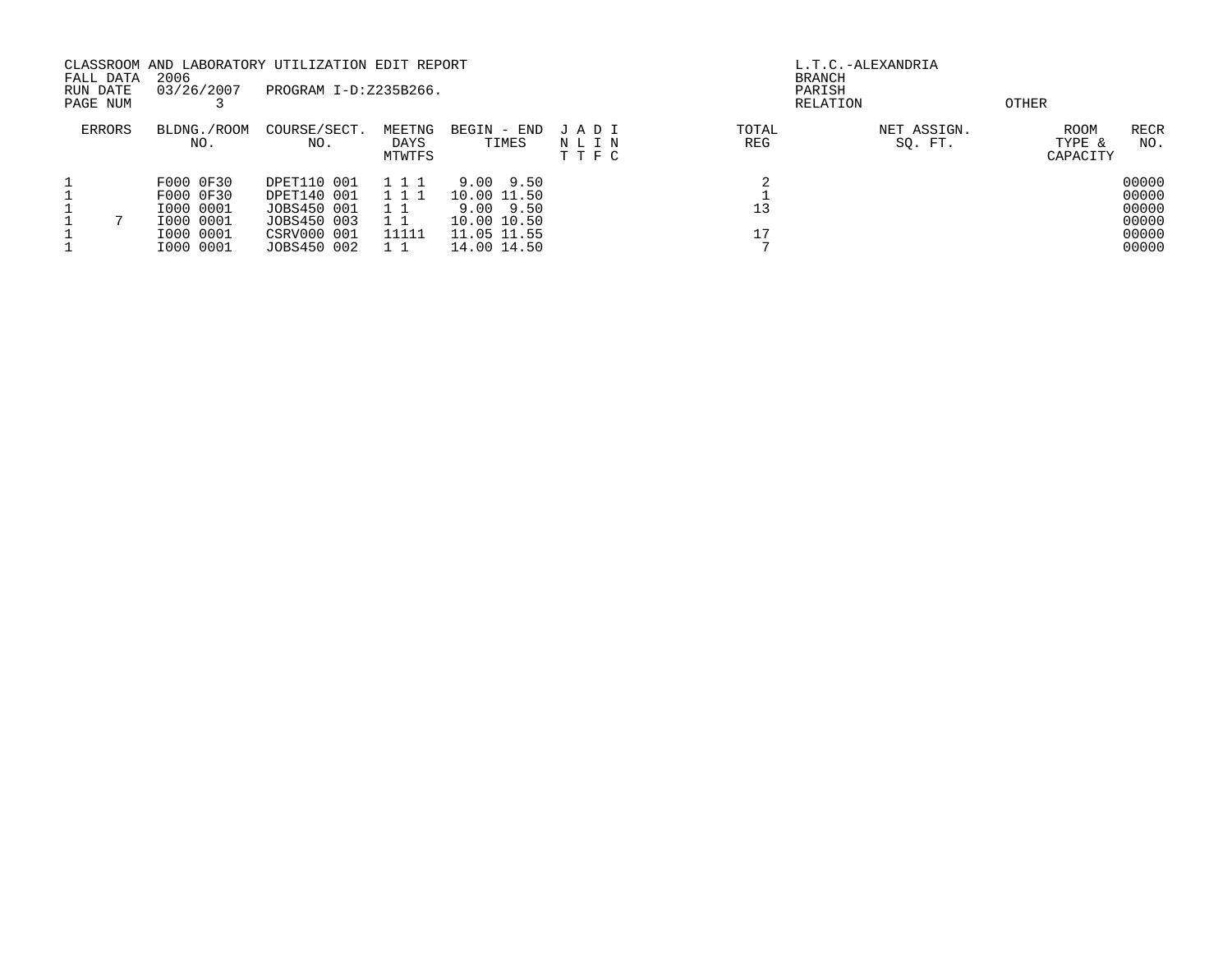CLASSROOM AND LABORATORY UTILIZATION EDIT REPORT
FALL DATA 2006
RUN DATE 03/26/2007 PROGRAM I-D:Z235B266.
PAGE NUM 3

L.T.C.-ALEXANDRIA
BRANCH
PARISH
RELATION OTHER

| ERRORS | | BLDNG./ROOM NO. | COURSE/SECT. NO. | MEETNG DAYS MTWTFS | BEGIN - END TIMES | J A D I N L I N T T F C | TOTAL REG | NET ASSIGN. SQ. FT. | ROOM TYPE & CAPACITY | RECR NO. |
|---|---|---|---|---|---|---|---|---|---|---|
| 1 | | F000 0F30 | DPET110 001 | 1 1 1 | 9.00 9.50 | | 2 | | | 00000 |
| 1 | | F000 0F30 | DPET140 001 | 1 1 1 | 10.00 11.50 | | 1 | | | 00000 |
| 1 | | I000 0001 | JOBS450 001 | 1 1 | 9.00 9.50 | | 13 | | | 00000 |
| 1 | 7 | I000 0001 | JOBS450 003 | 1 1 | 10.00 10.50 | | | | | 00000 |
| 1 | | I000 0001 | CSRV000 001 | 11111 | 11.05 11.55 | | 17 | | | 00000 |
| 1 | | I000 0001 | JOBS450 002 | 1 1 | 14.00 14.50 | | 7 | | | 00000 |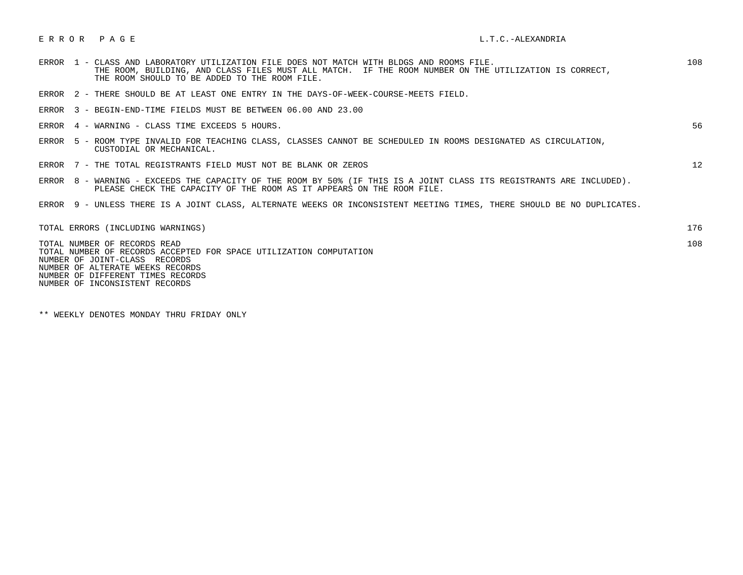# E R R O R   P A G E

L.T.C.-ALEXANDRIA

| | |
|---|---|
| ERROR 1 - CLASS AND LABORATORY UTILIZATION FILE DOES NOT MATCH WITH BLDGS AND ROOMS FILE. THE ROOM, BUILDING, AND CLASS FILES MUST ALL MATCH. IF THE ROOM NUMBER ON THE UTILIZATION IS CORRECT, THE ROOM SHOULD TO BE ADDED TO THE ROOM FILE. | 108 |
| ERROR 2 - THERE SHOULD BE AT LEAST ONE ENTRY IN THE DAYS-OF-WEEK-COURSE-MEETS FIELD. | |
| ERROR 3 - BEGIN-END-TIME FIELDS MUST BE BETWEEN 06.00 AND 23.00 | |
| ERROR 4 - WARNING - CLASS TIME EXCEEDS 5 HOURS. | 56 |
| ERROR 5 - ROOM TYPE INVALID FOR TEACHING CLASS, CLASSES CANNOT BE SCHEDULED IN ROOMS DESIGNATED AS CIRCULATION, CUSTODIAL OR MECHANICAL. | |
| ERROR 7 - THE TOTAL REGISTRANTS FIELD MUST NOT BE BLANK OR ZEROS | 12 |
| ERROR 8 - WARNING - EXCEEDS THE CAPACITY OF THE ROOM BY 50% (IF THIS IS A JOINT CLASS ITS REGISTRANTS ARE INCLUDED). PLEASE CHECK THE CAPACITY OF THE ROOM AS IT APPEARS ON THE ROOM FILE. | |
| ERROR 9 - UNLESS THERE IS A JOINT CLASS, ALTERNATE WEEKS OR INCONSISTENT MEETING TIMES, THERE SHOULD BE NO DUPLICATES. | |
| TOTAL ERRORS (INCLUDING WARNINGS) | 176 |
| TOTAL NUMBER OF RECORDS READ | 108 |
| TOTAL NUMBER OF RECORDS ACCEPTED FOR SPACE UTILIZATION COMPUTATION | |
| NUMBER OF JOINT-CLASS RECORDS | |
| NUMBER OF ALTERATE WEEKS RECORDS | |
| NUMBER OF DIFFERENT TIMES RECORDS | |
| NUMBER OF INCONSISTENT RECORDS | |

** WEEKLY DENOTES MONDAY THRU FRIDAY ONLY